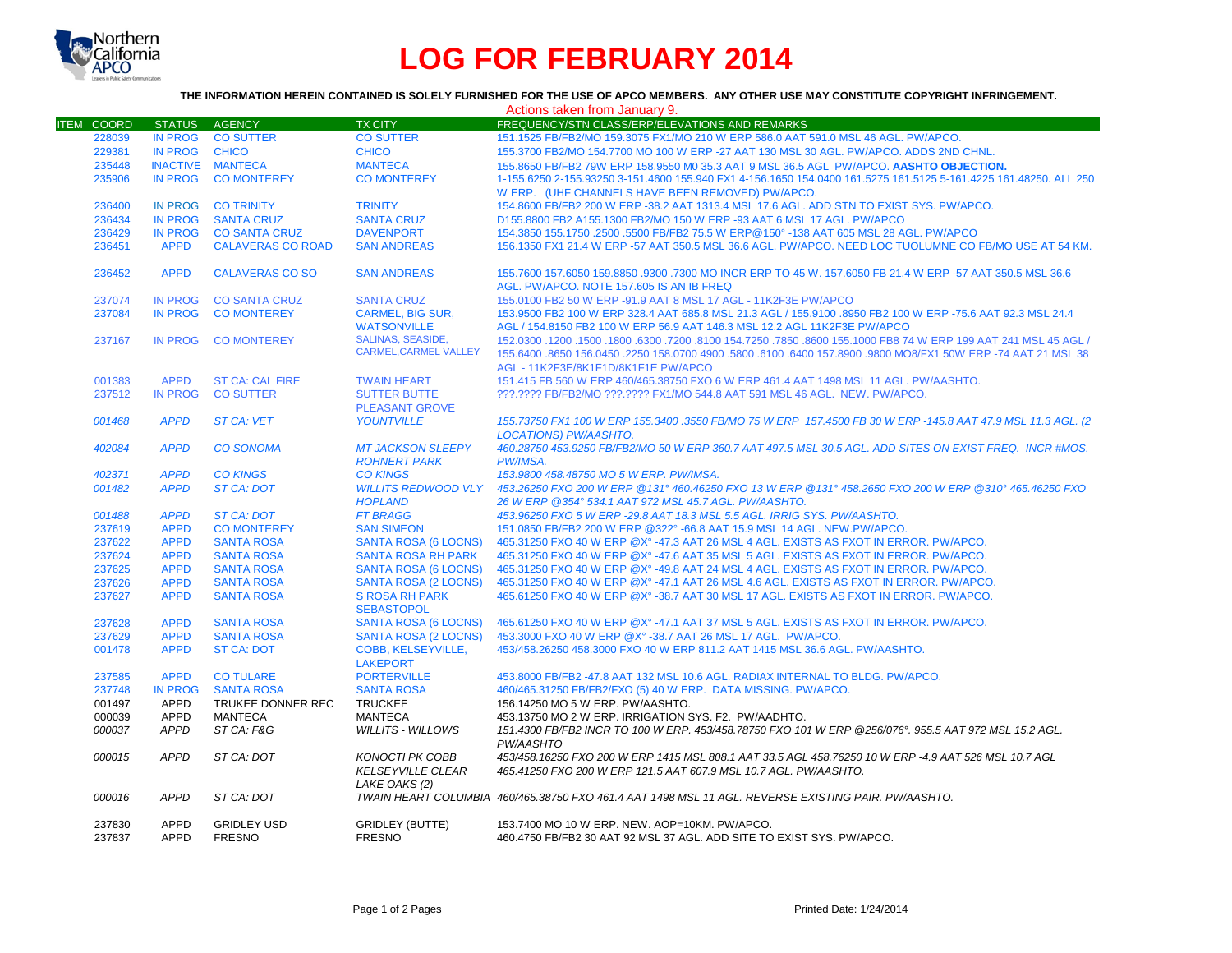# LOG FOR FEBRUARY 2014

**THE INFORMATION HEREIN CONTAINED IS SOLELY FURNISHED FOR THE USE OF APCO MEMBERS. ANY OTHER USE MAY CONSTITUTE COPYRIGHT INFRINGEMENT.**

Actions taken from January 9.

| ITEM | COORD | STATUS | AGENCY | TX CITY | FREQUENCY/STN CLASS/ERP/ELEVATIONS AND REMARKS |
|---|---|---|---|---|---|
| | 228039 | IN PROG | CO SUTTER | CO SUTTER | 151.1525 FB/FB2/MO 159.3075 FX1/MO 210 W ERP 586.0 AAT 591.0 MSL 46 AGL. PW/APCO. |
| | 229381 | IN PROG | CHICO | CHICO | 155.3700 FB2/MO 154.7700 MO 100 W ERP -27 AAT 130 MSL 30 AGL. PW/APCO. ADDS 2ND CHNL. |
| | 235448 | INACTIVE | MANTECA | MANTECA | 155.8650 FB/FB2 79W ERP 158.9550 M0 35.3 AAT 9 MSL 36.5 AGL PW/APCO. **AASHTO OBJECTION.** |
| | 235906 | IN PROG | CO MONTEREY | CO MONTEREY | 1-155.6250 2-155.93250 3-151.4600 155.940 FX1 4-156.1650 154.0400 161.5275 161.5125 5-161.4225 161.48250. ALL 250 W ERP. (UHF CHANNELS HAVE BEEN REMOVED) PW/APCO. |
| | 236400 | IN PROG | CO TRINITY | TRINITY | 154.8600 FB/FB2 200 W ERP -38.2 AAT 1313.4 MSL 17.6 AGL. ADD STN TO EXIST SYS. PW/APCO. |
| | 236434 | IN PROG | SANTA CRUZ | SANTA CRUZ | D155.8800 FB2 A155.1300 FB2/MO 150 W ERP -93 AAT 6 MSL 17 AGL. PW/APCO |
| | 236429 | IN PROG | CO SANTA CRUZ | DAVENPORT | 154.3850 155.1750 .2500 .5500 FB/FB2 75.5 W ERP@150° -138 AAT 605 MSL 28 AGL. PW/APCO |
| | 236451 | APPD | CALAVERAS CO ROAD | SAN ANDREAS | 156.1350 FX1 21.4 W ERP -57 AAT 350.5 MSL 36.6 AGL. PW/APCO. NEED LOC TUOLUMNE CO FB/MO USE AT 54 KM. |
| | 236452 | APPD | CALAVERAS CO SO | SAN ANDREAS | 155.7600 157.6050 159.8850 .9300 .7300 MO INCR ERP TO 45 W. 157.6050 FB 21.4 W ERP -57 AAT 350.5 MSL 36.6 AGL. PW/APCO. NOTE 157.605 IS AN IB FREQ |
| | 237074 | IN PROG | CO SANTA CRUZ | SANTA CRUZ | 155.0100 FB2 50 W ERP -91.9 AAT 8 MSL 17 AGL - 11K2F3E PW/APCO |
| | 237084 | IN PROG | CO MONTEREY | CARMEL, BIG SUR, WATSONVILLE | 153.9500 FB2 100 W ERP 328.4 AAT 685.8 MSL 21.3 AGL / 155.9100 .8950 FB2 100 W ERP -75.6 AAT 92.3 MSL 24.4 AGL / 154.8150 FB2 100 W ERP 56.9 AAT 146.3 MSL 12.2 AGL 11K2F3E PW/APCO |
| | 237167 | IN PROG | CO MONTEREY | SALINAS, SEASIDE, CARMEL,CARMEL VALLEY | 152.0300 .1200 .1500 .1800 .6300 .7200 .8100 154.7250 .7850 .8600 155.1000 FB8 74 W ERP 199 AAT 241 MSL 45 AGL / 155.6400 .8650 156.0450 .2250 158.0700 4900 .5800 .6100 .6400 157.8900 .9800 MO8/FX1 50W ERP -74 AAT 21 MSL 38 AGL - 11K2F3E/8K1F1D/8K1F1E PW/APCO |
| | 001383 | APPD | ST CA: CAL FIRE | TWAIN HEART | 151.415 FB 560 W ERP 460/465.38750 FXO 6 W ERP 461.4 AAT 1498 MSL 11 AGL. PW/AASHTO. |
| | 237512 | IN PROG | CO SUTTER | SUTTER BUTTE PLEASANT GROVE | ???.???? FB/FB2/MO ???.???? FX1/MO 544.8 AAT 591 MSL 46 AGL. NEW. PW/APCO. |
| | *001468* | *APPD* | *ST CA: VET* | *YOUNTVILLE* | *155.73750 FX1 100 W ERP 155.3400 .3550 FB/MO 75 W ERP 157.4500 FB 30 W ERP -145.8 AAT 47.9 MSL 11.3 AGL. (2 LOCATIONS) PW/AASHTO.* |
| | *402084* | *APPD* | *CO SONOMA* | *MT JACKSON SLEEPY ROHNERT PARK* | *460.28750 453.9250 FB/FB2/MO 50 W ERP 360.7 AAT 497.5 MSL 30.5 AGL. ADD SITES ON EXIST FREQ. INCR #MOS. PW/IMSA.* |
| | *402371* | *APPD* | *CO KINGS* | *CO KINGS* | *153.9800 458.48750 MO 5 W ERP. PW/IMSA.* |
| | *001482* | *APPD* | *ST CA: DOT* | *WILLITS REDWOOD VLY HOPLAND* | *453.26250 FXO 200 W ERP @131° 460.46250 FXO 13 W ERP @131° 458.2650 FXO 200 W ERP @310° 465.46250 FXO 26 W ERP @354° 534.1 AAT 972 MSL 45.7 AGL. PW/AASHTO.* |
| | *001488* | *APPD* | *ST CA: DOT* | *FT BRAGG* | *453.96250 FXO 5 W ERP -29.8 AAT 18.3 MSL 5.5 AGL. IRRIG SYS. PW/AASHTO.* |
| | 237619 | APPD | CO MONTEREY | SAN SIMEON | 151.0850 FB/FB2 200 W ERP @322° -66.8 AAT 15.9 MSL 14 AGL. NEW.PW/APCO. |
| | 237622 | APPD | SANTA ROSA | SANTA ROSA (6 LOCNS) | 465.31250 FXO 40 W ERP @X° -47.3 AAT 26 MSL 4 AGL. EXISTS AS FXOT IN ERROR. PW/APCO. |
| | 237624 | APPD | SANTA ROSA | SANTA ROSA RH PARK | 465.31250 FXO 40 W ERP @X° -47.6 AAT 35 MSL 5 AGL. EXISTS AS FXOT IN ERROR. PW/APCO. |
| | 237625 | APPD | SANTA ROSA | SANTA ROSA (6 LOCNS) | 465.31250 FXO 40 W ERP @X° -49.8 AAT 24 MSL 4 AGL. EXISTS AS FXOT IN ERROR. PW/APCO. |
| | 237626 | APPD | SANTA ROSA | SANTA ROSA (2 LOCNS) | 465.31250 FXO 40 W ERP @X° -47.1 AAT 26 MSL 4.6 AGL. EXISTS AS FXOT IN ERROR. PW/APCO. |
| | 237627 | APPD | SANTA ROSA | S ROSA RH PARK SEBASTOPOL | 465.61250 FXO 40 W ERP @X° -38.7 AAT 30 MSL 17 AGL. EXISTS AS FXOT IN ERROR. PW/APCO. |
| | 237628 | APPD | SANTA ROSA | SANTA ROSA (6 LOCNS) | 465.61250 FXO 40 W ERP @X° -47.1 AAT 37 MSL 5 AGL. EXISTS AS FXOT IN ERROR. PW/APCO. |
| | 237629 | APPD | SANTA ROSA | SANTA ROSA (2 LOCNS) | 453.3000 FXO 40 W ERP @X° -38.7 AAT 26 MSL 17 AGL. PW/APCO. |
| | 001478 | APPD | ST CA: DOT | COBB, KELSEYVILLE, LAKEPORT | 453/458.26250 458.3000 FXO 40 W ERP 811.2 AAT 1415 MSL 36.6 AGL. PW/AASHTO. |
| | 237585 | APPD | CO TULARE | PORTERVILLE | 453.8000 FB/FB2 -47.8 AAT 132 MSL 10.6 AGL. RADIAX INTERNAL TO BLDG. PW/APCO. |
| | 237748 | IN PROG | SANTA ROSA | SANTA ROSA | 460/465.31250 FB/FB2/FXO (5) 40 W ERP. DATA MISSING. PW/APCO. |
| | 001497 | APPD | TRUKEE DONNER REC | TRUCKEE | 156.14250 MO 5 W ERP. PW/AASHTO. |
| | 000039 | APPD | MANTECA | MANTECA | 453.13750 MO 2 W ERP. IRRIGATION SYS. F2. PW/AADHTO. |
| | *000037* | *APPD* | *ST CA: F&G* | *WILLITS - WILLOWS* | *151.4300 FB/FB2 INCR TO 100 W ERP. 453/458.78750 FXO 101 W ERP @256/076°. 955.5 AAT 972 MSL 15.2 AGL. PW/AASHTO* |
| | *000015* | *APPD* | *ST CA: DOT* | *KONOCTI PK COBB KELSEYVILLE CLEAR LAKE OAKS (2)* | *453/458.16250 FXO 200 W ERP 1415 MSL 808.1 AAT 33.5 AGL 458.76250 10 W ERP -4.9 AAT 526 MSL 10.7 AGL 465.41250 FXO 200 W ERP 121.5 AAT 607.9 MSL 10.7 AGL. PW/AASHTO.* |
| | *000016* | *APPD* | *ST CA: DOT* | *TWAIN HEART COLUMBIA* | *460/465.38750 FXO 461.4 AAT 1498 MSL 11 AGL. REVERSE EXISTING PAIR. PW/AASHTO.* |
| | 237830 | APPD | GRIDLEY USD | GRIDLEY (BUTTE) | 153.7400 MO 10 W ERP. NEW. AOP=10KM. PW/APCO. |
| | 237837 | APPD | FRESNO | FRESNO | 460.4750 FB/FB2 30 AAT 92 MSL 37 AGL. ADD SITE TO EXIST SYS. PW/APCO. |

Printed Date: 1/24/2014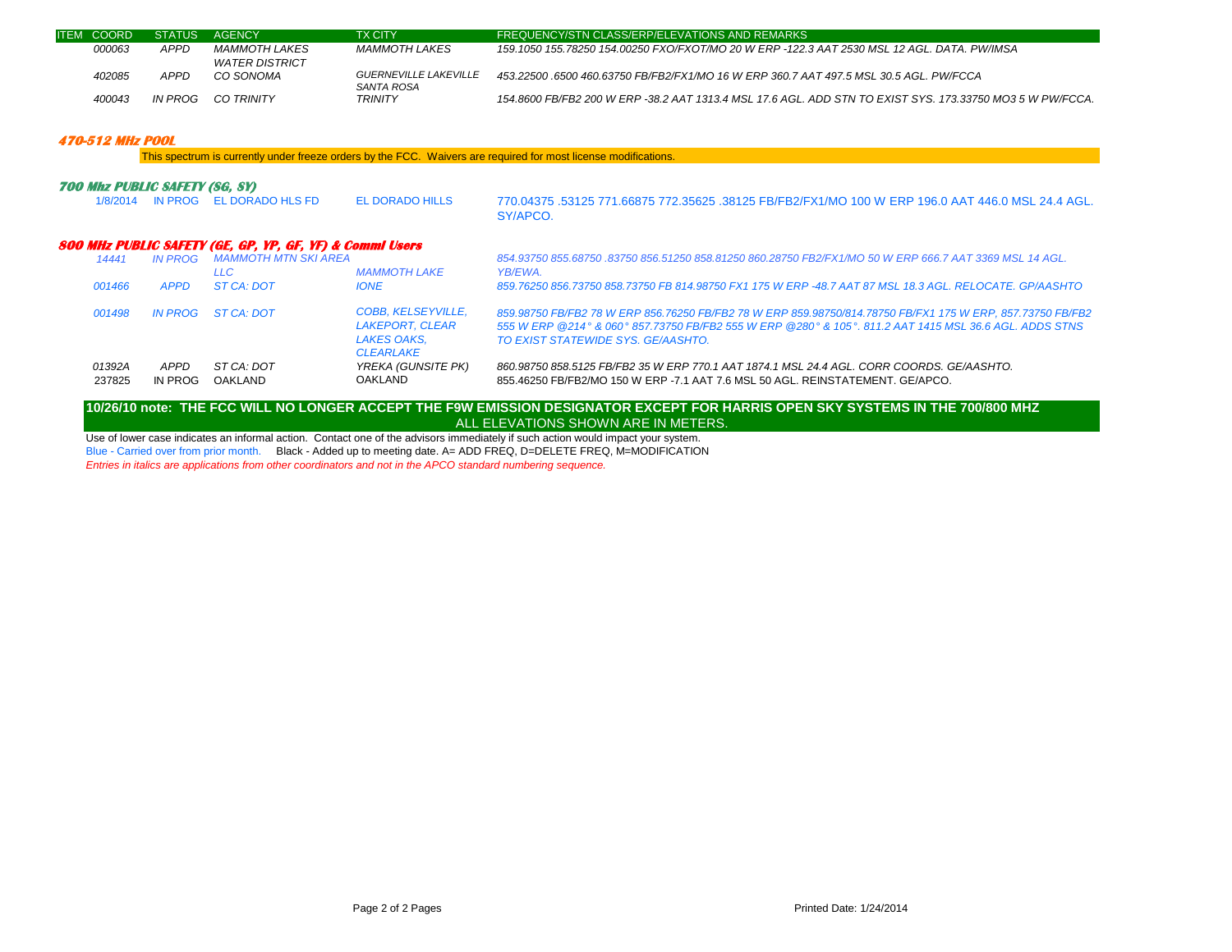| ITEM | COORD | STATUS | AGENCY | TX CITY | FREQUENCY/STN CLASS/ERP/ELEVATIONS AND REMARKS |
|---|---|---|---|---|---|
| | *000063* | *APPD* | *MAMMOTH LAKES WATER DISTRICT* | *MAMMOTH LAKES* | *159.1050 155.78250 154.00250 FXO/FXOT/MO 20 W ERP -122.3 AAT 2530 MSL 12 AGL. DATA. PW/IMSA* |
| | *402085* | *APPD* | *CO SONOMA* | *GUERNEVILLE LAKEVILLE SANTA ROSA* | *453.22500 .6500 460.63750 FB/FB2/FX1/MO 16 W ERP 360.7 AAT 497.5 MSL 30.5 AGL. PW/FCCA* |
| | *400043* | *IN PROG* | *CO TRINITY* | *TRINITY* | *154.8600 FB/FB2 200 W ERP -38.2 AAT 1313.4 MSL 17.6 AGL. ADD STN TO EXIST SYS. 173.33750 MO3 5 W PW/FCCA.* |

***470-512 MHz POOL***

This spectrum is currently under freeze orders by the FCC. Waivers are required for most license modifications.

***700 Mhz PUBLIC SAFETY (SG, SY)***

| COORD | STATUS | AGENCY | TX CITY | FREQUENCY/STN CLASS/ERP/ELEVATIONS AND REMARKS |
|---|---|---|---|---|
| 1/8/2014 | IN PROG | EL DORADO HLS FD | EL DORADO HILLS | 770.04375 .53125 771.66875 772.35625 .38125 FB/FB2/FX1/MO 100 W ERP 196.0 AAT 446.0 MSL 24.4 AGL. SY/APCO. |

***800 MHz PUBLIC SAFETY (GE, GP, YP, GF, YF) & Comml Users***

| COORD | STATUS | AGENCY | TX CITY | FREQUENCY/STN CLASS/ERP/ELEVATIONS AND REMARKS |
|---|---|---|---|---|
| *14441* | *IN PROG* | *MAMMOTH MTN SKI AREA LLC* | *MAMMOTH LAKE* | *854.93750 855.68750 .83750 856.51250 858.81250 860.28750 FB2/FX1/MO 50 W ERP 666.7 AAT 3369 MSL 14 AGL. YB/EWA.* |
| *001466* | *APPD* | *ST CA: DOT* | *IONE* | *859.76250 856.73750 858.73750 FB 814.98750 FX1 175 W ERP -48.7 AAT 87 MSL 18.3 AGL. RELOCATE. GP/AASHTO* |
| *001498* | *IN PROG* | *ST CA: DOT* | *COBB, KELSEYVILLE, LAKEPORT, CLEAR LAKES OAKS, CLEARLAKE* | *859.98750 FB/FB2 78 W ERP 856.76250 FB/FB2 78 W ERP 859.98750/814.78750 FB/FX1 175 W ERP, 857.73750 FB/FB2 555 W ERP @214° & 060° 857.73750 FB/FB2 555 W ERP @280° & 105°. 811.2 AAT 1415 MSL 36.6 AGL. ADDS STNS TO EXIST STATEWIDE SYS. GE/AASHTO.* |
| *01392A* | *APPD* | *ST CA: DOT* | *YREKA (GUNSITE PK)* | *860.98750 858.5125 FB/FB2 35 W ERP 770.1 AAT 1874.1 MSL 24.4 AGL. CORR COORDS. GE/AASHTO.* |
| 237825 | IN PROG | OAKLAND | OAKLAND | 855.46250 FB/FB2/MO 150 W ERP -7.1 AAT 7.6 MSL 50 AGL. REINSTATEMENT. GE/APCO. |

**10/26/10 note: THE FCC WILL NO LONGER ACCEPT THE F9W EMISSION DESIGNATOR EXCEPT FOR HARRIS OPEN SKY SYSTEMS IN THE 700/800 MHZ**

ALL ELEVATIONS SHOWN ARE IN METERS.

Use of lower case indicates an informal action. Contact one of the advisors immediately if such action would impact your system.

Blue - Carried over from prior month. Black - Added up to meeting date. A= ADD FREQ, D=DELETE FREQ, M=MODIFICATION

*Entries in italics are applications from other coordinators and not in the APCO standard numbering sequence.*

Printed Date: 1/24/2014